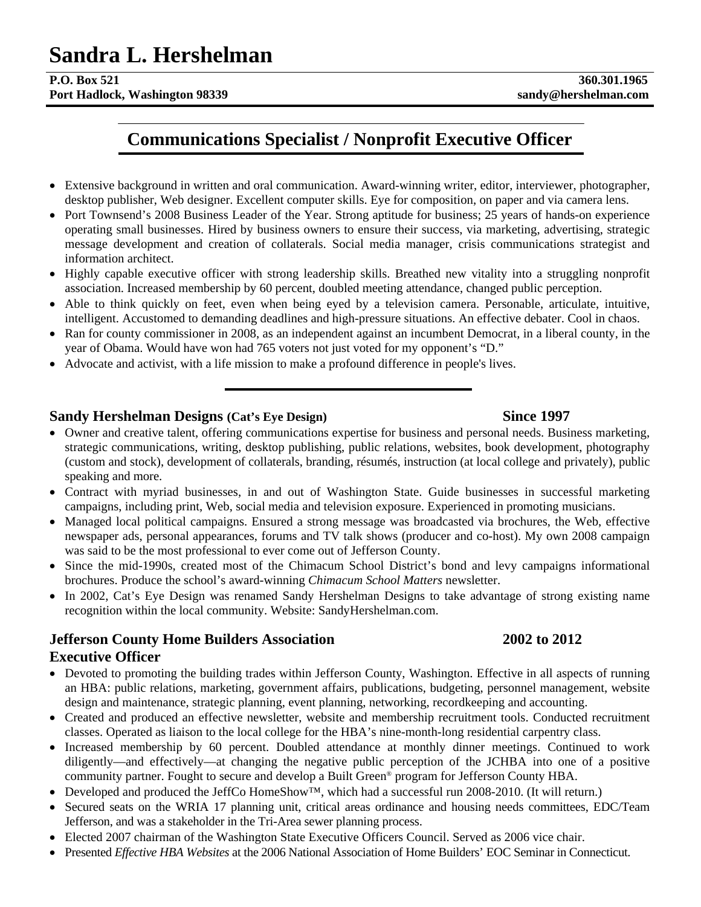# Sandra L. Hershelman

**P.O. Box 521** **360.301.1965**
**Port Hadlock, Washington 98339** **sandy@hershelman.com**

## Communications Specialist / Nonprofit Executive Officer

- Extensive background in written and oral communication. Award-winning writer, editor, interviewer, photographer, desktop publisher, Web designer. Excellent computer skills. Eye for composition, on paper and via camera lens.
- Port Townsend's 2008 Business Leader of the Year. Strong aptitude for business; 25 years of hands-on experience operating small businesses. Hired by business owners to ensure their success, via marketing, advertising, strategic message development and creation of collaterals. Social media manager, crisis communications strategist and information architect.
- Highly capable executive officer with strong leadership skills. Breathed new vitality into a struggling nonprofit association. Increased membership by 60 percent, doubled meeting attendance, changed public perception.
- Able to think quickly on feet, even when being eyed by a television camera. Personable, articulate, intuitive, intelligent. Accustomed to demanding deadlines and high-pressure situations. An effective debater. Cool in chaos.
- Ran for county commissioner in 2008, as an independent against an incumbent Democrat, in a liberal county, in the year of Obama. Would have won had 765 voters not just voted for my opponent's "D."
- Advocate and activist, with a life mission to make a profound difference in people's lives.

---

### Sandy Hershelman Designs (Cat's Eye Design) — Since 1997

- Owner and creative talent, offering communications expertise for business and personal needs. Business marketing, strategic communications, writing, desktop publishing, public relations, websites, book development, photography (custom and stock), development of collaterals, branding, résumés, instruction (at local college and privately), public speaking and more.
- Contract with myriad businesses, in and out of Washington State. Guide businesses in successful marketing campaigns, including print, Web, social media and television exposure. Experienced in promoting musicians.
- Managed local political campaigns. Ensured a strong message was broadcasted via brochures, the Web, effective newspaper ads, personal appearances, forums and TV talk shows (producer and co-host). My own 2008 campaign was said to be the most professional to ever come out of Jefferson County.
- Since the mid-1990s, created most of the Chimacum School District's bond and levy campaigns informational brochures. Produce the school's award-winning *Chimacum School Matters* newsletter.
- In 2002, Cat's Eye Design was renamed Sandy Hershelman Designs to take advantage of strong existing name recognition within the local community. Website: SandyHershelman.com.

### Jefferson County Home Builders Association — 2002 to 2012
### Executive Officer

- Devoted to promoting the building trades within Jefferson County, Washington. Effective in all aspects of running an HBA: public relations, marketing, government affairs, publications, budgeting, personnel management, website design and maintenance, strategic planning, event planning, networking, recordkeeping and accounting.
- Created and produced an effective newsletter, website and membership recruitment tools. Conducted recruitment classes. Operated as liaison to the local college for the HBA's nine-month-long residential carpentry class.
- Increased membership by 60 percent. Doubled attendance at monthly dinner meetings. Continued to work diligently—and effectively—at changing the negative public perception of the JCHBA into one of a positive community partner. Fought to secure and develop a Built Green® program for Jefferson County HBA.
- Developed and produced the JeffCo HomeShow™, which had a successful run 2008-2010. (It will return.)
- Secured seats on the WRIA 17 planning unit, critical areas ordinance and housing needs committees, EDC/Team Jefferson, and was a stakeholder in the Tri-Area sewer planning process.
- Elected 2007 chairman of the Washington State Executive Officers Council. Served as 2006 vice chair.
- Presented *Effective HBA Websites* at the 2006 National Association of Home Builders' EOC Seminar in Connecticut.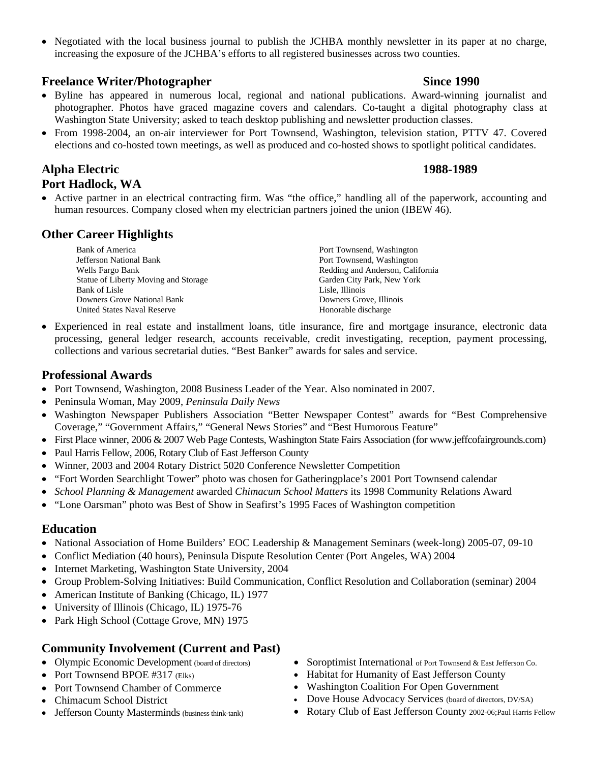- Negotiated with the local business journal to publish the JCHBA monthly newsletter in its paper at no charge, increasing the exposure of the JCHBA's efforts to all registered businesses across two counties.

### Freelance Writer/Photographer — Since 1990

- Byline has appeared in numerous local, regional and national publications. Award-winning journalist and photographer. Photos have graced magazine covers and calendars. Co-taught a digital photography class at Washington State University; asked to teach desktop publishing and newsletter production classes.
- From 1998-2004, an on-air interviewer for Port Townsend, Washington, television station, PTTV 47. Covered elections and co-hosted town meetings, as well as produced and co-hosted shows to spotlight political candidates.

### Alpha Electric — 1988-1989
### Port Hadlock, WA

- Active partner in an electrical contracting firm. Was "the office," handling all of the paperwork, accounting and human resources. Company closed when my electrician partners joined the union (IBEW 46).

## Other Career Highlights

| | |
|---|---|
| Bank of America | Port Townsend, Washington |
| Jefferson National Bank | Port Townsend, Washington |
| Wells Fargo Bank | Redding and Anderson, California |
| Statue of Liberty Moving and Storage | Garden City Park, New York |
| Bank of Lisle | Lisle, Illinois |
| Downers Grove National Bank | Downers Grove, Illinois |
| United States Naval Reserve | Honorable discharge |

- Experienced in real estate and installment loans, title insurance, fire and mortgage insurance, electronic data processing, general ledger research, accounts receivable, credit investigating, reception, payment processing, collections and various secretarial duties. "Best Banker" awards for sales and service.

## Professional Awards

- Port Townsend, Washington, 2008 Business Leader of the Year. Also nominated in 2007.
- Peninsula Woman, May 2009, *Peninsula Daily News*
- Washington Newspaper Publishers Association "Better Newspaper Contest" awards for "Best Comprehensive Coverage," "Government Affairs," "General News Stories" and "Best Humorous Feature"
- First Place winner, 2006 & 2007 Web Page Contests, Washington State Fairs Association (for www.jeffcofairgrounds.com)
- Paul Harris Fellow, 2006, Rotary Club of East Jefferson County
- Winner, 2003 and 2004 Rotary District 5020 Conference Newsletter Competition
- "Fort Worden Searchlight Tower" photo was chosen for Gatheringplace's 2001 Port Townsend calendar
- *School Planning & Management* awarded *Chimacum School Matters* its 1998 Community Relations Award
- "Lone Oarsman" photo was Best of Show in Seafirst's 1995 Faces of Washington competition

## Education

- National Association of Home Builders' EOC Leadership & Management Seminars (week-long) 2005-07, 09-10
- Conflict Mediation (40 hours), Peninsula Dispute Resolution Center (Port Angeles, WA) 2004
- Internet Marketing, Washington State University, 2004
- Group Problem-Solving Initiatives: Build Communication, Conflict Resolution and Collaboration (seminar) 2004
- American Institute of Banking (Chicago, IL) 1977
- University of Illinois (Chicago, IL) 1975-76
- Park High School (Cottage Grove, MN) 1975

## Community Involvement (Current and Past)

- Olympic Economic Development (board of directors)
- Port Townsend BPOE #317 (Elks)
- Port Townsend Chamber of Commerce
- Chimacum School District
- Jefferson County Masterminds (business think-tank)
- Soroptimist International of Port Townsend & East Jefferson Co.
- Habitat for Humanity of East Jefferson County
- Washington Coalition For Open Government
- Dove House Advocacy Services (board of directors, DV/SA)
- Rotary Club of East Jefferson County 2002-06;Paul Harris Fellow